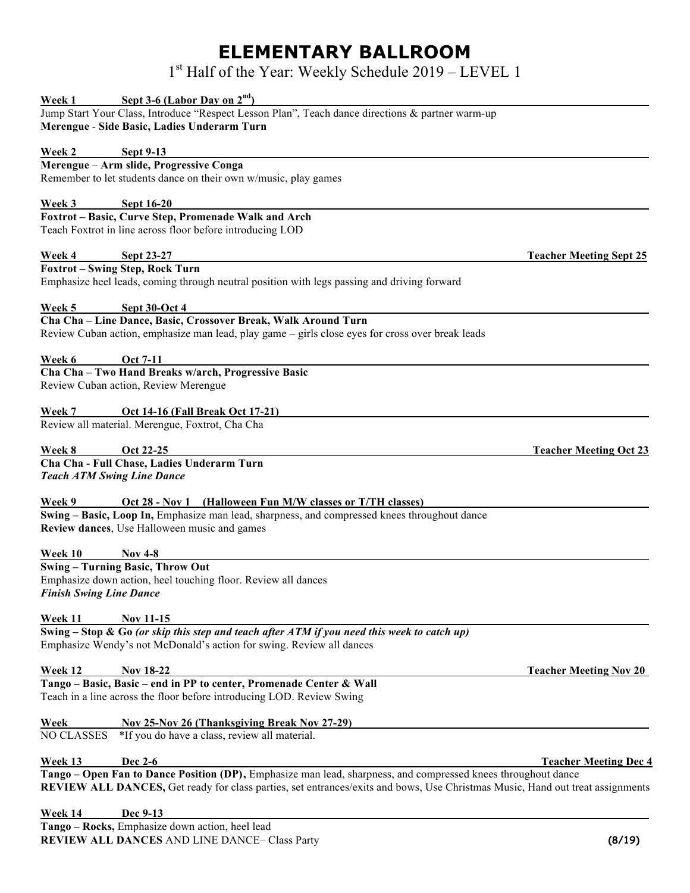# ELEMENTARY BALLROOM

## 1st Half of the Year: Weekly Schedule 2019 – LEVEL 1

**Week 1 Sept 3-6 (Labor Day on 2nd)**

Jump Start Your Class, Introduce "Respect Lesson Plan", Teach dance directions & partner warm-up
**Merengue - Side Basic, Ladies Underarm Turn**

**Week 2 Sept 9-13**

**Merengue – Arm slide, Progressive Conga**
Remember to let students dance on their own w/music, play games

**Week 3 Sept 16-20**

**Foxtrot – Basic, Curve Step, Promenade Walk and Arch**
Teach Foxtrot in line across floor before introducing LOD

**Week 4 Sept 23-27** — **Teacher Meeting Sept 25**

**Foxtrot – Swing Step, Rock Turn**
Emphasize heel leads, coming through neutral position with legs passing and driving forward

**Week 5 Sept 30-Oct 4**

**Cha Cha – Line Dance, Basic, Crossover Break, Walk Around Turn**
Review Cuban action, emphasize man lead, play game – girls close eyes for cross over break leads

**Week 6 Oct 7-11**

**Cha Cha – Two Hand Breaks w/arch, Progressive Basic**
Review Cuban action, Review Merengue

**Week 7 Oct 14-16 (Fall Break Oct 17-21)**

Review all material. Merengue, Foxtrot, Cha Cha

**Week 8 Oct 22-25** — **Teacher Meeting Oct 23**

**Cha Cha - Full Chase, Ladies Underarm Turn**
***Teach ATM Swing Line Dance***

**Week 9 Oct 28 - Nov 1 (Halloween Fun M/W classes or T/TH classes)**

**Swing – Basic, Loop In,** Emphasize man lead, sharpness, and compressed knees throughout dance
**Review dances**, Use Halloween music and games

**Week 10 Nov 4-8**

**Swing – Turning Basic, Throw Out**
Emphasize down action, heel touching floor. Review all dances
***Finish Swing Line Dance***

**Week 11 Nov 11-15**

**Swing – Stop & Go *(or skip this step and teach after ATM if you need this week to catch up)***
Emphasize Wendy's not McDonald's action for swing. Review all dances

**Week 12 Nov 18-22** — **Teacher Meeting Nov 20**

**Tango – Basic, Basic – end in PP to center, Promenade Center & Wall**
Teach in a line across the floor before introducing LOD. Review Swing

**Week Nov 25-Nov 26 (Thanksgiving Break Nov 27-29)**

NO CLASSES \*If you do have a class, review all material.

**Week 13 Dec 2-6** — **Teacher Meeting Dec 4**

**Tango – Open Fan to Dance Position (DP),** Emphasize man lead, sharpness, and compressed knees throughout dance
**REVIEW ALL DANCES,** Get ready for class parties, set entrances/exits and bows, Use Christmas Music, Hand out treat assignments

**Week 14 Dec 9-13**

**Tango – Rocks,** Emphasize down action, heel lead
**REVIEW ALL DANCES** AND LINE DANCE– Class Party

**(8/19)**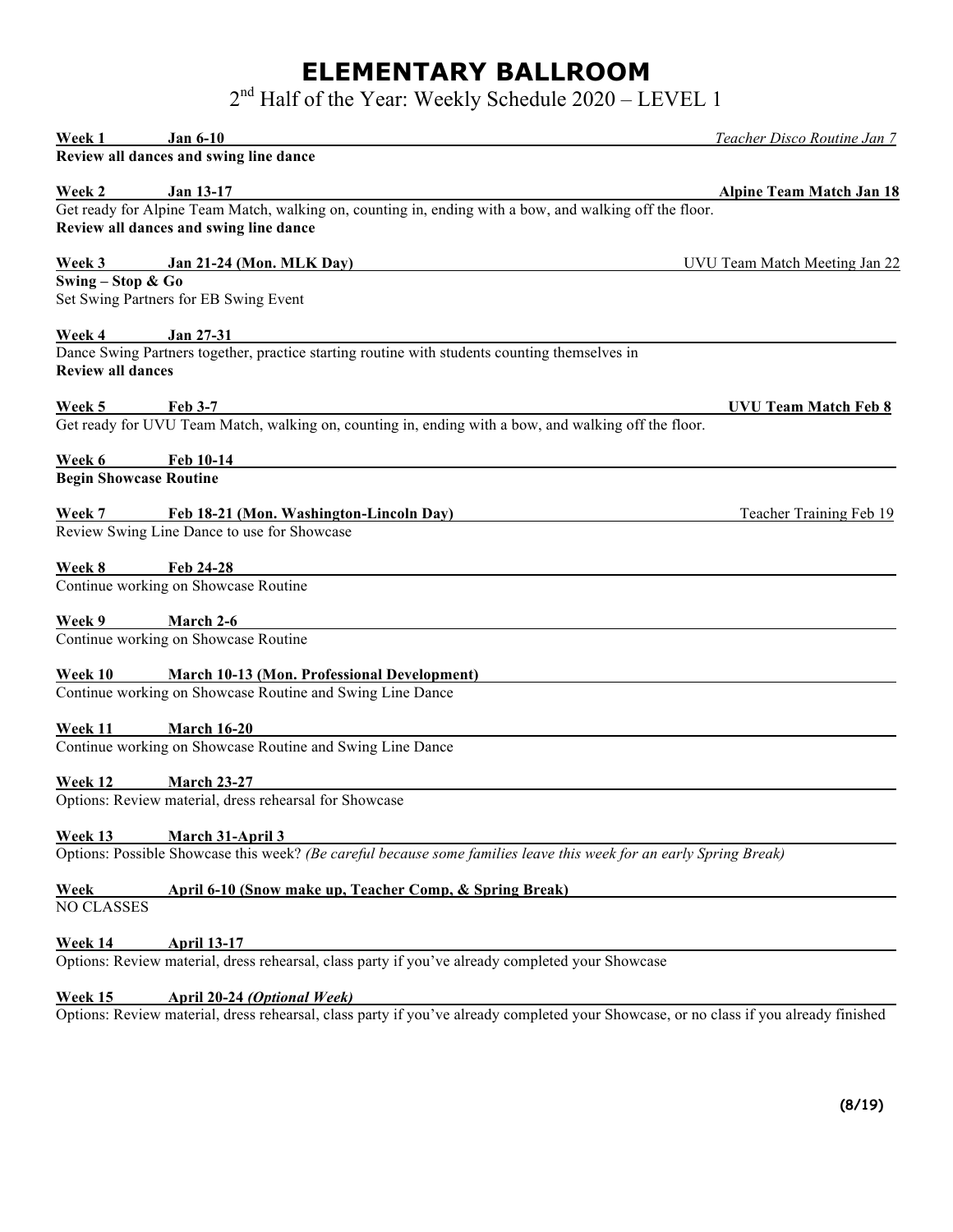# ELEMENTARY BALLROOM

## 2nd Half of the Year: Weekly Schedule 2020 – LEVEL 1

**Week 1 Jan 6-10** *Teacher Disco Routine Jan 7*

**Review all dances and swing line dance**

**Week 2 Jan 13-17** **Alpine Team Match Jan 18**

Get ready for Alpine Team Match, walking on, counting in, ending with a bow, and walking off the floor.

**Review all dances and swing line dance**

**Week 3 Jan 21-24 (Mon. MLK Day)** UVU Team Match Meeting Jan 22

**Swing – Stop & Go**

Set Swing Partners for EB Swing Event

**Week 4 Jan 27-31**

Dance Swing Partners together, practice starting routine with students counting themselves in

**Review all dances**

**Week 5 Feb 3-7** **UVU Team Match Feb 8**

Get ready for UVU Team Match, walking on, counting in, ending with a bow, and walking off the floor.

**Week 6 Feb 10-14**

**Begin Showcase Routine**

**Week 7 Feb 18-21 (Mon. Washington-Lincoln Day)** Teacher Training Feb 19

Review Swing Line Dance to use for Showcase

**Week 8 Feb 24-28**

Continue working on Showcase Routine

**Week 9 March 2-6**

Continue working on Showcase Routine

**Week 10 March 10-13 (Mon. Professional Development)**

Continue working on Showcase Routine and Swing Line Dance

**Week 11 March 16-20**

Continue working on Showcase Routine and Swing Line Dance

**Week 12 March 23-27**

Options: Review material, dress rehearsal for Showcase

**Week 13 March 31-April 3**

Options: Possible Showcase this week? *(Be careful because some families leave this week for an early Spring Break)*

**Week April 6-10 (Snow make up, Teacher Comp, & Spring Break)**

NO CLASSES

**Week 14 April 13-17**

Options: Review material, dress rehearsal, class party if you've already completed your Showcase

**Week 15 April 20-24 *(Optional Week)***

Options: Review material, dress rehearsal, class party if you've already completed your Showcase, or no class if you already finished

**(8/19)**